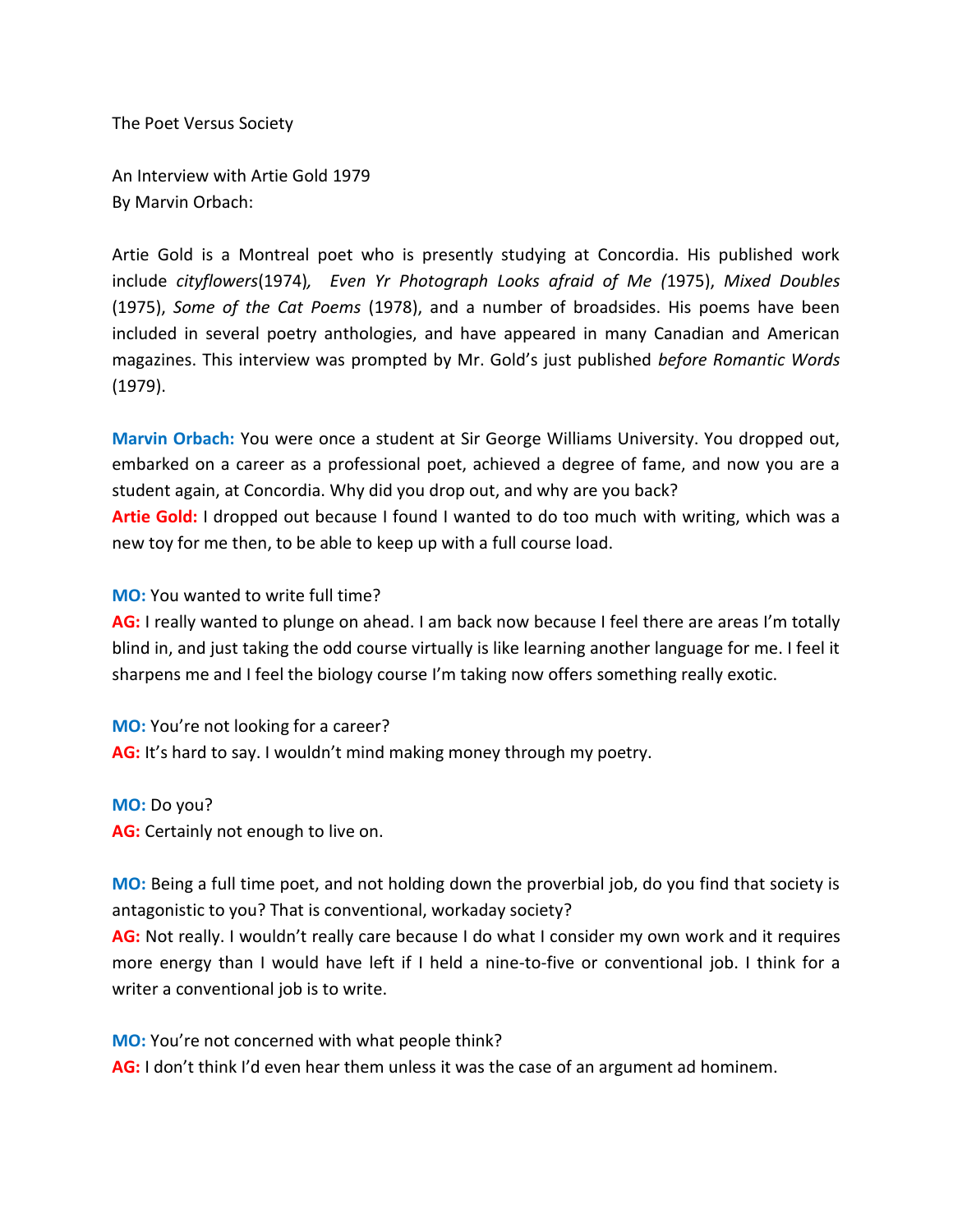# The Poet Versus Society

An Interview with Artie Gold 1979
By Marvin Orbach:

Artie Gold is a Montreal poet who is presently studying at Concordia. His published work include *cityflowers*(1974)*,* *Even Yr Photograph Looks afraid of Me (*1975), *Mixed Doubles* (1975), *Some of the Cat Poems* (1978), and a number of broadsides. His poems have been included in several poetry anthologies, and have appeared in many Canadian and American magazines. This interview was prompted by Mr. Gold's just published *before Romantic Words* (1979).

**Marvin Orbach:** You were once a student at Sir George Williams University. You dropped out, embarked on a career as a professional poet, achieved a degree of fame, and now you are a student again, at Concordia. Why did you drop out, and why are you back?

**Artie Gold:** I dropped out because I found I wanted to do too much with writing, which was a new toy for me then, to be able to keep up with a full course load.

**MO:** You wanted to write full time?

**AG:** I really wanted to plunge on ahead. I am back now because I feel there are areas I'm totally blind in, and just taking the odd course virtually is like learning another language for me. I feel it sharpens me and I feel the biology course I'm taking now offers something really exotic.

**MO:** You're not looking for a career?

**AG:** It's hard to say. I wouldn't mind making money through my poetry.

**MO:** Do you?

**AG:** Certainly not enough to live on.

**MO:** Being a full time poet, and not holding down the proverbial job, do you find that society is antagonistic to you? That is conventional, workaday society?

**AG:** Not really. I wouldn't really care because I do what I consider my own work and it requires more energy than I would have left if I held a nine-to-five or conventional job. I think for a writer a conventional job is to write.

**MO:** You're not concerned with what people think?

**AG:** I don't think I'd even hear them unless it was the case of an argument ad hominem.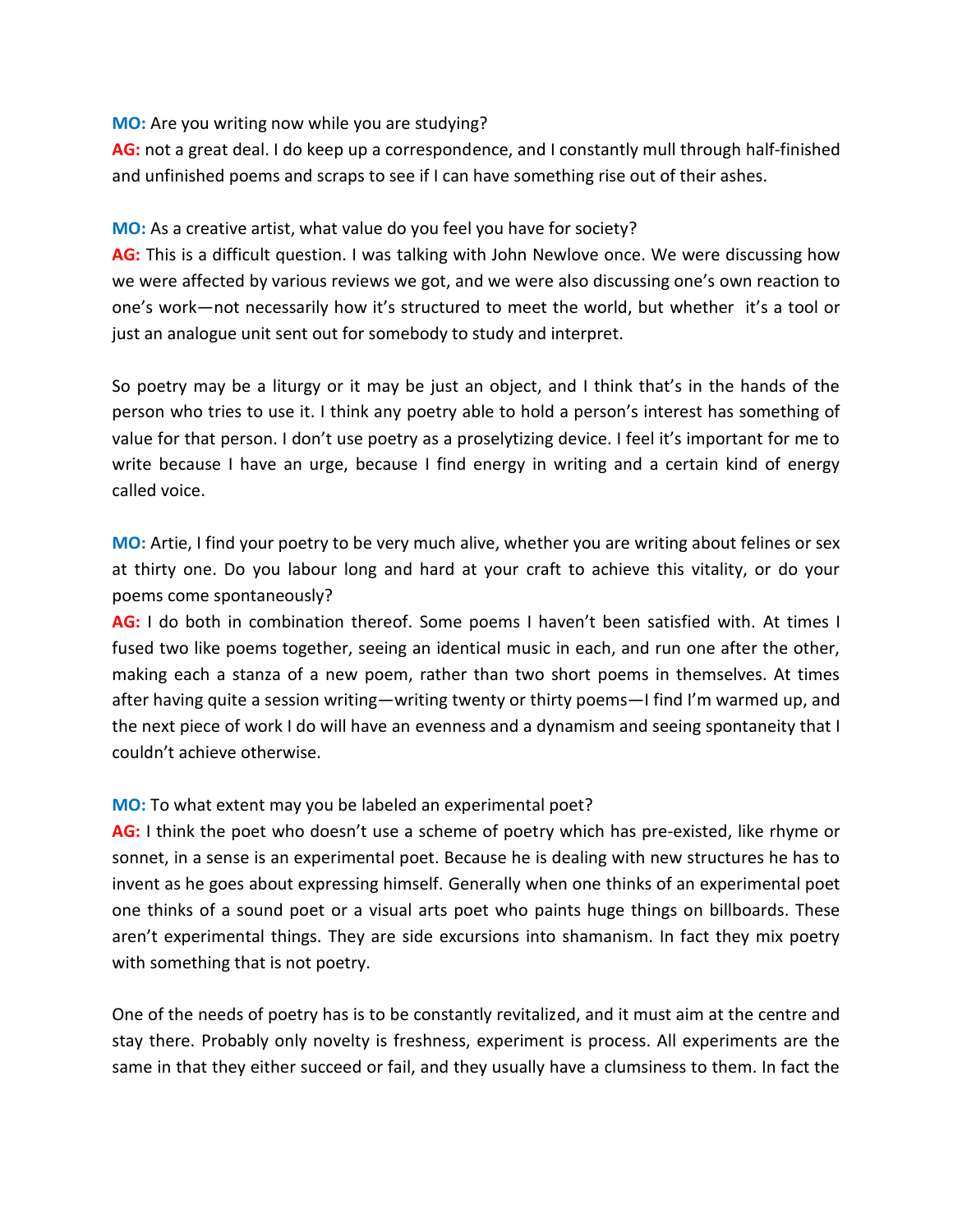**MO:** Are you writing now while you are studying?
**AG:** not a great deal. I do keep up a correspondence, and I constantly mull through half-finished and unfinished poems and scraps to see if I can have something rise out of their ashes.

**MO:** As a creative artist, what value do you feel you have for society?
**AG:** This is a difficult question. I was talking with John Newlove once. We were discussing how we were affected by various reviews we got, and we were also discussing one's own reaction to one's work—not necessarily how it's structured to meet the world, but whether it's a tool or just an analogue unit sent out for somebody to study and interpret.

So poetry may be a liturgy or it may be just an object, and I think that's in the hands of the person who tries to use it. I think any poetry able to hold a person's interest has something of value for that person. I don't use poetry as a proselytizing device. I feel it's important for me to write because I have an urge, because I find energy in writing and a certain kind of energy called voice.

**MO:** Artie, I find your poetry to be very much alive, whether you are writing about felines or sex at thirty one. Do you labour long and hard at your craft to achieve this vitality, or do your poems come spontaneously?
**AG:** I do both in combination thereof. Some poems I haven't been satisfied with. At times I fused two like poems together, seeing an identical music in each, and run one after the other, making each a stanza of a new poem, rather than two short poems in themselves. At times after having quite a session writing—writing twenty or thirty poems—I find I'm warmed up, and the next piece of work I do will have an evenness and a dynamism and seeing spontaneity that I couldn't achieve otherwise.

**MO:** To what extent may you be labeled an experimental poet?
**AG:** I think the poet who doesn't use a scheme of poetry which has pre-existed, like rhyme or sonnet, in a sense is an experimental poet. Because he is dealing with new structures he has to invent as he goes about expressing himself. Generally when one thinks of an experimental poet one thinks of a sound poet or a visual arts poet who paints huge things on billboards. These aren't experimental things. They are side excursions into shamanism. In fact they mix poetry with something that is not poetry.

One of the needs of poetry has is to be constantly revitalized, and it must aim at the centre and stay there. Probably only novelty is freshness, experiment is process. All experiments are the same in that they either succeed or fail, and they usually have a clumsiness to them. In fact the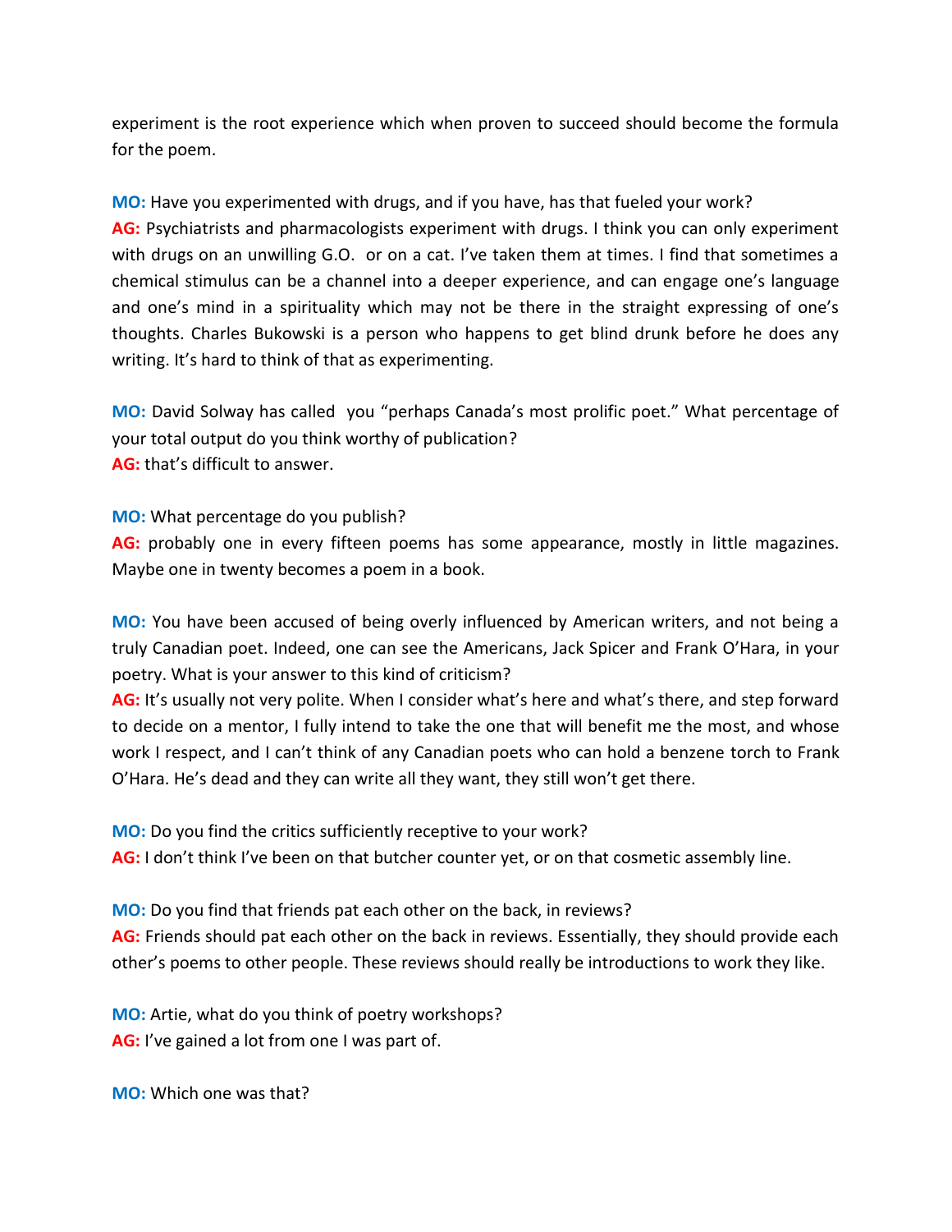experiment is the root experience which when proven to succeed should become the formula for the poem.

**MO:** Have you experimented with drugs, and if you have, has that fueled your work?
**AG:** Psychiatrists and pharmacologists experiment with drugs. I think you can only experiment with drugs on an unwilling G.O. or on a cat. I've taken them at times. I find that sometimes a chemical stimulus can be a channel into a deeper experience, and can engage one's language and one's mind in a spirituality which may not be there in the straight expressing of one's thoughts. Charles Bukowski is a person who happens to get blind drunk before he does any writing. It's hard to think of that as experimenting.

**MO:** David Solway has called you "perhaps Canada's most prolific poet." What percentage of your total output do you think worthy of publication?
**AG:** that's difficult to answer.

**MO:** What percentage do you publish?
**AG:** probably one in every fifteen poems has some appearance, mostly in little magazines. Maybe one in twenty becomes a poem in a book.

**MO:** You have been accused of being overly influenced by American writers, and not being a truly Canadian poet. Indeed, one can see the Americans, Jack Spicer and Frank O'Hara, in your poetry. What is your answer to this kind of criticism?
**AG:** It's usually not very polite. When I consider what's here and what's there, and step forward to decide on a mentor, I fully intend to take the one that will benefit me the most, and whose work I respect, and I can't think of any Canadian poets who can hold a benzene torch to Frank O'Hara. He's dead and they can write all they want, they still won't get there.

**MO:** Do you find the critics sufficiently receptive to your work?
**AG:** I don't think I've been on that butcher counter yet, or on that cosmetic assembly line.

**MO:** Do you find that friends pat each other on the back, in reviews?
**AG:** Friends should pat each other on the back in reviews. Essentially, they should provide each other's poems to other people. These reviews should really be introductions to work they like.

**MO:** Artie, what do you think of poetry workshops?
**AG:** I've gained a lot from one I was part of.

**MO:** Which one was that?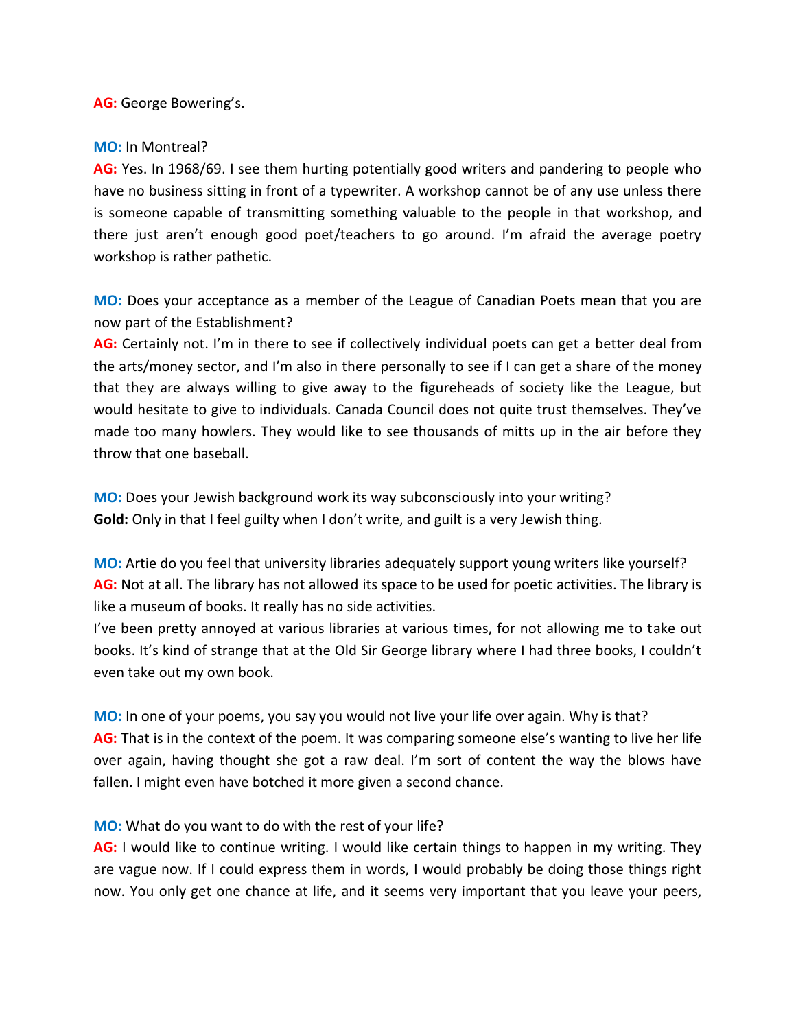**AG:** George Bowering's.

**MO:** In Montreal?
**AG:** Yes. In 1968/69. I see them hurting potentially good writers and pandering to people who have no business sitting in front of a typewriter. A workshop cannot be of any use unless there is someone capable of transmitting something valuable to the people in that workshop, and there just aren't enough good poet/teachers to go around. I'm afraid the average poetry workshop is rather pathetic.

**MO:** Does your acceptance as a member of the League of Canadian Poets mean that you are now part of the Establishment?
**AG:** Certainly not. I'm in there to see if collectively individual poets can get a better deal from the arts/money sector, and I'm also in there personally to see if I can get a share of the money that they are always willing to give away to the figureheads of society like the League, but would hesitate to give to individuals. Canada Council does not quite trust themselves. They've made too many howlers. They would like to see thousands of mitts up in the air before they throw that one baseball.

**MO:** Does your Jewish background work its way subconsciously into your writing?
**Gold:** Only in that I feel guilty when I don't write, and guilt is a very Jewish thing.

**MO:** Artie do you feel that university libraries adequately support young writers like yourself?
**AG:** Not at all. The library has not allowed its space to be used for poetic activities. The library is like a museum of books. It really has no side activities.
I've been pretty annoyed at various libraries at various times, for not allowing me to take out books. It's kind of strange that at the Old Sir George library where I had three books, I couldn't even take out my own book.

**MO:** In one of your poems, you say you would not live your life over again. Why is that?
**AG:** That is in the context of the poem. It was comparing someone else's wanting to live her life over again, having thought she got a raw deal. I'm sort of content the way the blows have fallen. I might even have botched it more given a second chance.

**MO:** What do you want to do with the rest of your life?
**AG:** I would like to continue writing. I would like certain things to happen in my writing. They are vague now. If I could express them in words, I would probably be doing those things right now. You only get one chance at life, and it seems very important that you leave your peers,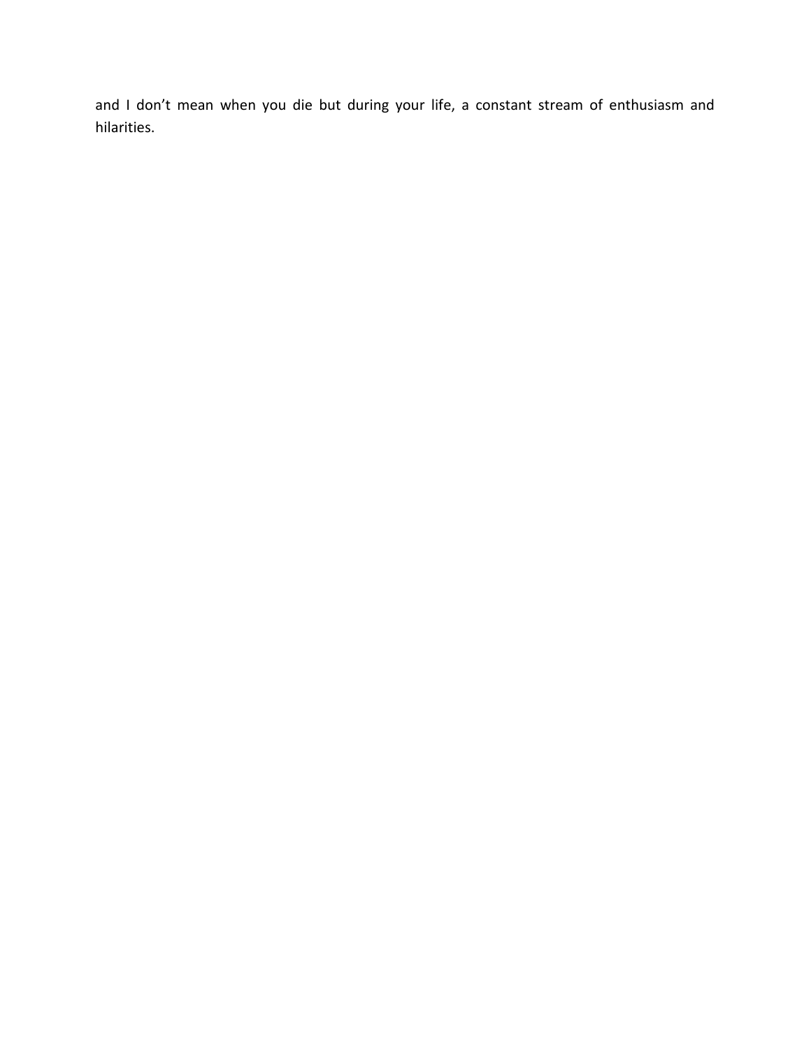and I don't mean when you die but during your life, a constant stream of enthusiasm and hilarities.